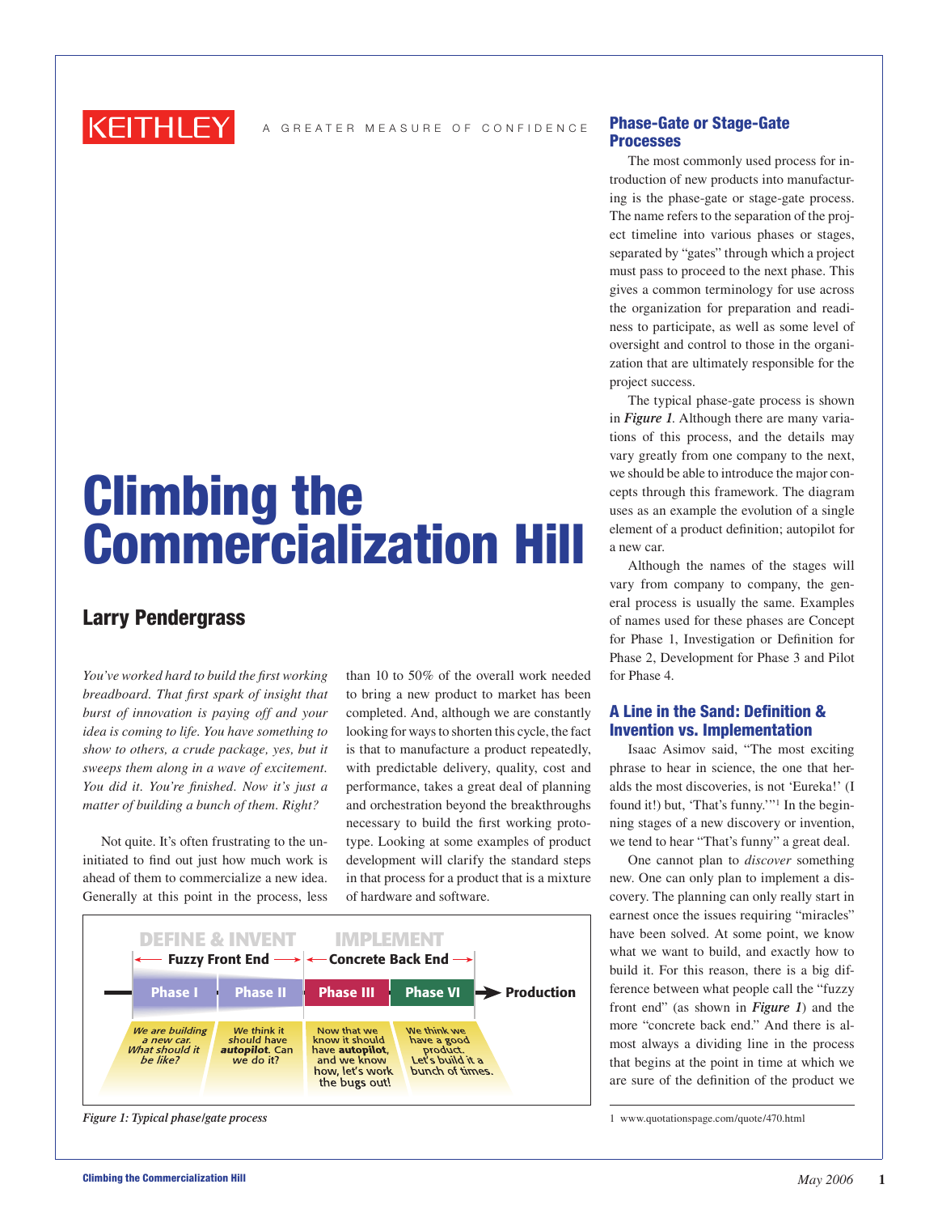KEITHLEY A GREATER MEASURE OF CONFIDENCE

# Climbing the Commercialization Hill

## Larry Pendergrass

*You've worked hard to build the first working breadboard. That first spark of insight that burst of innovation is paying off and your idea is coming to life. You have something to show to others, a crude package, yes, but it sweeps them along in a wave of excitement. You did it. You're finished. Now it's just a matter of building a bunch of them. Right?*

Not quite. It's often frustrating to the uninitiated to find out just how much work is ahead of them to commercialize a new idea. Generally at this point in the process, less than 10 to 50% of the overall work needed to bring a new product to market has been completed. And, although we are constantly looking for ways to shorten this cycle, the fact is that to manufacture a product repeatedly, with predictable delivery, quality, cost and performance, takes a great deal of planning and orchestration beyond the breakthroughs necessary to build the first working prototype. Looking at some examples of product development will clarify the standard steps in that process for a product that is a mixture of hardware and software.

DEFINE & INVENT — Fuzzy Front End | IMPLEMENT — Concrete Back End

Phase I → Phase II → Phase III → Phase VI → Production

- Phase I: *We are building a new car. What should it be like?*
- Phase II: We think it should have **autopilot**. Can we do it?
- Phase III: Now that we know it should have **autopilot**, and we know how, let's work the bugs out!
- Phase VI: We think we have a good product. Let's build it a bunch of times.

*Figure 1: Typical phase/gate process*

### Phase-Gate or Stage-Gate Processes

The most commonly used process for introduction of new products into manufacturing is the phase-gate or stage-gate process. The name refers to the separation of the project timeline into various phases or stages, separated by "gates" through which a project must pass to proceed to the next phase. This gives a common terminology for use across the organization for preparation and readiness to participate, as well as some level of oversight and control to those in the organization that are ultimately responsible for the project success.

The typical phase-gate process is shown in ***Figure 1***. Although there are many variations of this process, and the details may vary greatly from one company to the next, we should be able to introduce the major concepts through this framework. The diagram uses as an example the evolution of a single element of a product definition; autopilot for a new car.

Although the names of the stages will vary from company to company, the general process is usually the same. Examples of names used for these phases are Concept for Phase 1, Investigation or Definition for Phase 2, Development for Phase 3 and Pilot for Phase 4.

### A Line in the Sand: Definition & Invention vs. Implementation

Isaac Asimov said, "The most exciting phrase to hear in science, the one that heralds the most discoveries, is not 'Eureka!' (I found it!) but, 'That's funny.'"[1] In the beginning stages of a new discovery or invention, we tend to hear "That's funny" a great deal.

One cannot plan to *discover* something new. One can only plan to implement a discovery. The planning can only really start in earnest once the issues requiring "miracles" have been solved. At some point, we know what we want to build, and exactly how to build it. For this reason, there is a big difference between what people call the "fuzzy front end" (as shown in ***Figure 1***) and the more "concrete back end." And there is almost always a dividing line in the process that begins at the point in time at which we are sure of the definition of the product we

1 www.quotationspage.com/quote/470.html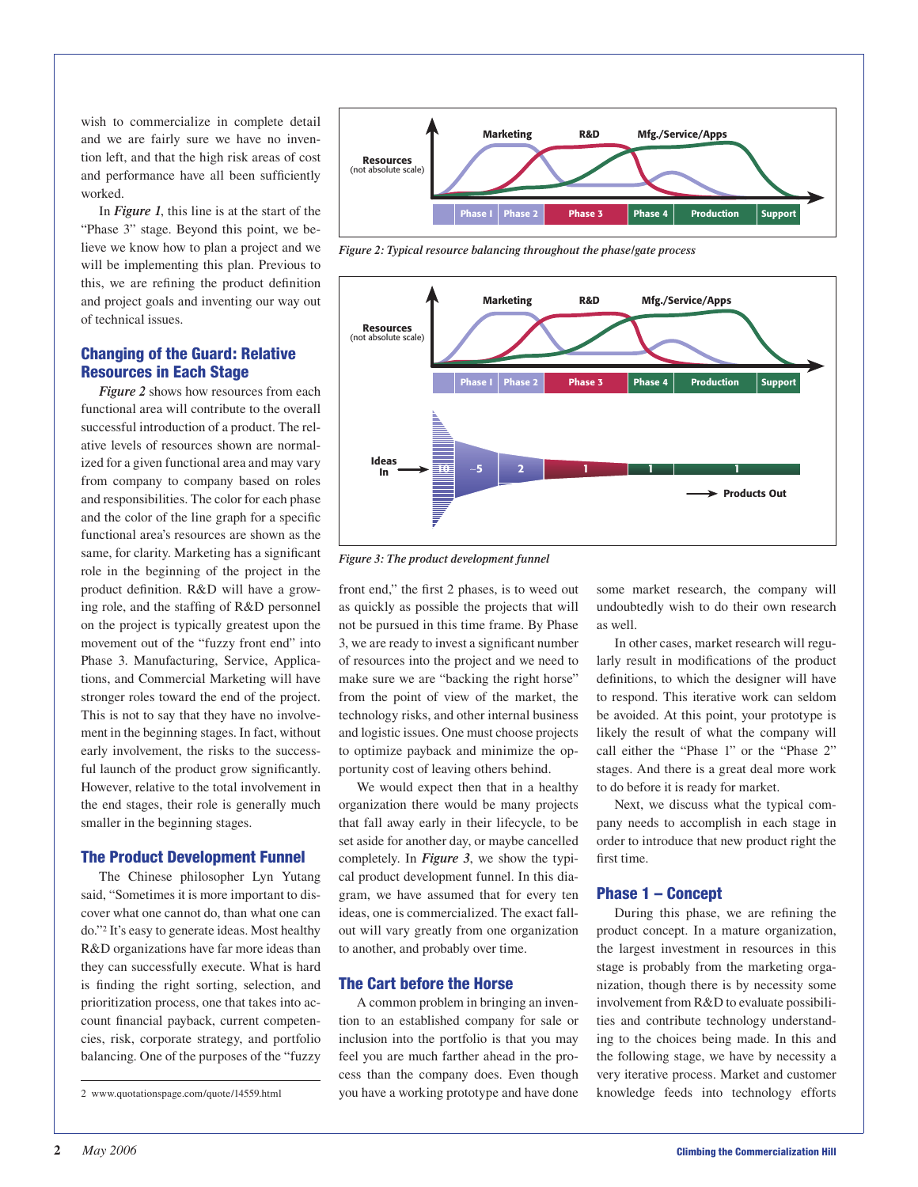wish to commercialize in complete detail and we are fairly sure we have no invention left, and that the high risk areas of cost and performance have all been sufficiently worked.

In *Figure 1*, this line is at the start of the "Phase 3" stage. Beyond this point, we believe we know how to plan a project and we will be implementing this plan. Previous to this, we are refining the product definition and project goals and inventing our way out of technical issues.

## Changing of the Guard: Relative Resources in Each Stage

*Figure 2* shows how resources from each functional area will contribute to the overall successful introduction of a product. The relative levels of resources shown are normalized for a given functional area and may vary from company to company based on roles and responsibilities. The color for each phase and the color of the line graph for a specific functional area's resources are shown as the same, for clarity. Marketing has a significant role in the beginning of the project in the product definition. R&D will have a growing role, and the staffing of R&D personnel on the project is typically greatest upon the movement out of the "fuzzy front end" into Phase 3. Manufacturing, Service, Applications, and Commercial Marketing will have stronger roles toward the end of the project. This is not to say that they have no involvement in the beginning stages. In fact, without early involvement, the risks to the successful launch of the product grow significantly. However, relative to the total involvement in the end stages, their role is generally much smaller in the beginning stages.

*Figure 2: Typical resource balancing throughout the phase/gate process*

*Figure 3: The product development funnel*

## The Product Development Funnel

The Chinese philosopher Lyn Yutang said, "Sometimes it is more important to discover what one cannot do, than what one can do."[2] It's easy to generate ideas. Most healthy R&D organizations have far more ideas than they can successfully execute. What is hard is finding the right sorting, selection, and prioritizing process, one that takes into account financial payback, current competencies, risk, corporate strategy, and portfolio balancing. One of the purposes of the "fuzzy front end," the first 2 phases, is to weed out as quickly as possible the projects that will not be pursued in this time frame. By Phase 3, we are ready to invest a significant number of resources into the project and we need to make sure we are "backing the right horse" from the point of view of the market, the technology risks, and other internal business and logistic issues. One must choose projects to optimize payback and minimize the opportunity cost of leaving others behind.

We would expect then that in a healthy organization there would be many projects that fall away early in their lifecycle, to be set aside for another day, or maybe cancelled completely. In *Figure 3*, we show the typical product development funnel. In this diagram, we have assumed that for every ten ideas, one is commercialized. The exact fallout will vary greatly from one organization to another, and probably over time.

## The Cart before the Horse

A common problem in bringing an invention to an established company for sale or inclusion into the portfolio is that you may feel you are much farther ahead in the process than the company does. Even though you have a working prototype and have done some market research, the company will undoubtedly wish to do their own research as well.

In other cases, market research will regularly result in modifications of the product definitions, to which the designer will have to respond. This iterative work can seldom be avoided. At this point, your prototype is likely the result of what the company will call either the "Phase 1" or the "Phase 2" stages. And there is a great deal more work to do before it is ready for market.

Next, we discuss what the typical company needs to accomplish in each stage in order to introduce that new product right the first time.

## Phase 1 – Concept

During this phase, we are refining the product concept. In a mature organization, the largest investment in resources in this stage is probably from the marketing organization, though there is by necessity some involvement from R&D to evaluate possibilities and contribute technology understanding to the choices being made. In this and the following stage, we have by necessity a very iterative process. Market and customer knowledge feeds into technology efforts

---

2 www.quotationspage.com/quote/14559.html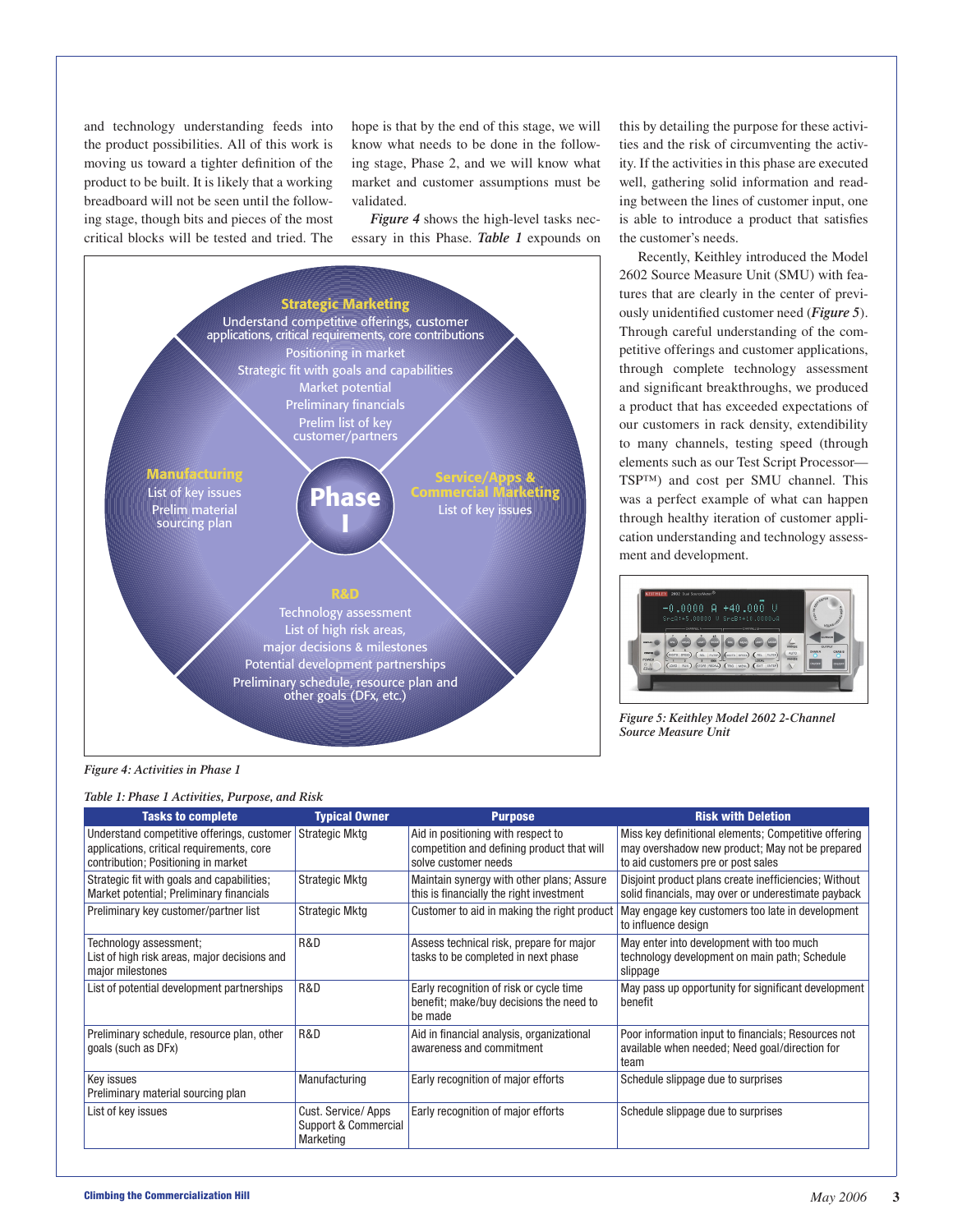and technology understanding feeds into the product possibilities. All of this work is moving us toward a tighter definition of the product to be built. It is likely that a working breadboard will not be seen until the following stage, though bits and pieces of the most critical blocks will be tested and tried. The hope is that by the end of this stage, we will know what needs to be done in the following stage, Phase 2, and we will know what market and customer assumptions must be validated.

***Figure 4*** shows the high-level tasks necessary in this Phase. ***Table 1*** expounds on this by detailing the purpose for these activities and the risk of circumventing the activity. If the activities in this phase are executed well, gathering solid information and reading between the lines of customer input, one is able to introduce a product that satisfies the customer's needs.

Recently, Keithley introduced the Model 2602 Source Measure Unit (SMU) with features that are clearly in the center of previously unidentified customer need (*Figure 5*). Through careful understanding of the competitive offerings and customer applications, through complete technology assessment and significant breakthroughs, we produced a product that has exceeded expectations of our customers in rack density, extendibility to many channels, testing speed (through elements such as our Test Script Processor—TSP™) and cost per SMU channel. This was a perfect example of what can happen through healthy iteration of customer application understanding and technology assessment and development.

*Figure 5: Keithley Model 2602 2-Channel Source Measure Unit*

*Figure 4: Activities in Phase 1*

*Table 1: Phase 1 Activities, Purpose, and Risk*

| Tasks to complete | Typical Owner | Purpose | Risk with Deletion |
|---|---|---|---|
| Understand competitive offerings, customer applications, critical requirements, core contribution; Positioning in market | Strategic Mktg | Aid in positioning with respect to competition and defining product that will solve customer needs | Miss key definitional elements; Competitive offering may overshadow new product; May not be prepared to aid customers pre or post sales |
| Strategic fit with goals and capabilities; Market potential; Preliminary financials | Strategic Mktg | Maintain synergy with other plans; Assure this is financially the right investment | Disjoint product plans create inefficiencies; Without solid financials, may over or underestimate payback |
| Preliminary key customer/partner list | Strategic Mktg | Customer to aid in making the right product | May engage key customers too late in development to influence design |
| Technology assessment; List of high risk areas, major decisions and major milestones | R&D | Assess technical risk, prepare for major tasks to be completed in next phase | May enter into development with too much technology development on main path; Schedule slippage |
| List of potential development partnerships | R&D | Early recognition of risk or cycle time benefit; make/buy decisions the need to be made | May pass up opportunity for significant development benefit |
| Preliminary schedule, resource plan, other goals (such as DFx) | R&D | Aid in financial analysis, organizational awareness and commitment | Poor information input to financials; Resources not available when needed; Need goal/direction for team |
| Key issues Preliminary material sourcing plan | Manufacturing | Early recognition of major efforts | Schedule slippage due to surprises |
| List of key issues | Cust. Service/ Apps Support & Commercial Marketing | Early recognition of major efforts | Schedule slippage due to surprises |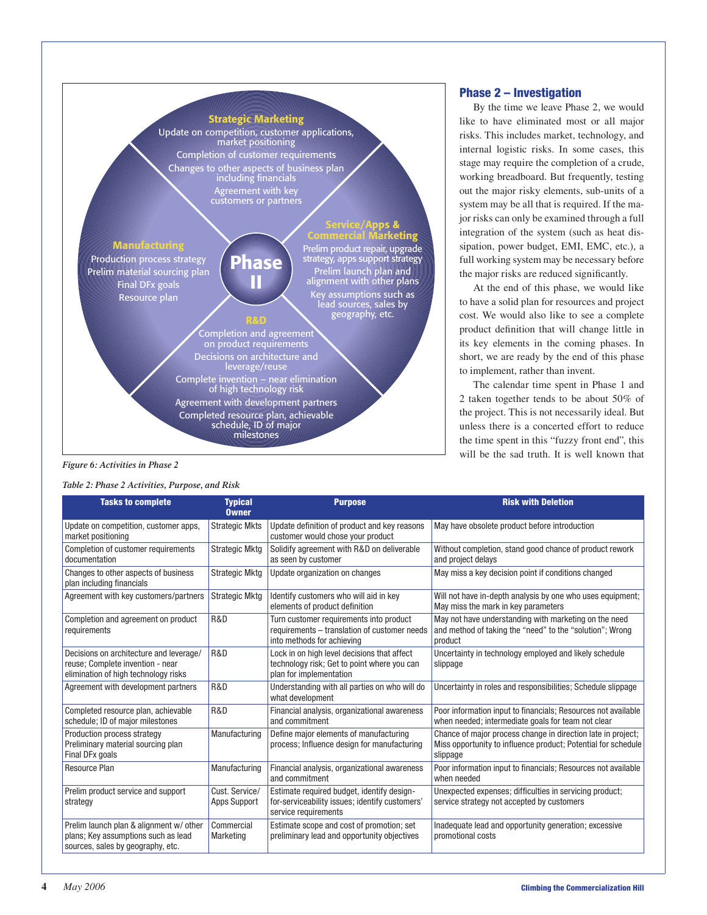Strategic Marketing
Update on competition, customer applications, market positioning
Completion of customer requirements
Changes to other aspects of business plan including financials
Agreement with key customers or partners

Service/Apps & Commercial Marketing
Prelim product repair, upgrade strategy, apps support strategy
Prelim launch plan and alignment with other plans
Key assumptions such as lead sources, sales by geography, etc.

Manufacturing
Production process strategy
Prelim material sourcing plan
Final DFx goals
Resource plan

Phase II

R&D
Completion and agreement on product requirements
Decisions on architecture and leverage/reuse
Complete invention – near elimination of high technology risk
Agreement with development partners
Completed resource plan, achievable schedule, ID of major milestones

*Figure 6: Activities in Phase 2*

## Phase 2 – Investigation

By the time we leave Phase 2, we would like to have eliminated most or all major risks. This includes market, technology, and internal logistic risks. In some cases, this stage may require the completion of a crude, working breadboard. But frequently, testing out the major risky elements, sub-units of a system may be all that is required. If the major risks can only be examined through a full integration of the system (such as heat dissipation, power budget, EMI, EMC, etc.), a full working system may be necessary before the major risks are reduced significantly.

At the end of this phase, we would like to have a solid plan for resources and project cost. We would also like to see a complete product definition that will change little in its key elements in the coming phases. In short, we are ready by the end of this phase to implement, rather than invent.

The calendar time spent in Phase 1 and 2 taken together tends to be about 50% of the project. This is not necessarily ideal. But unless there is a concerted effort to reduce the time spent in this "fuzzy front end", this will be the sad truth. It is well known that

*Table 2: Phase 2 Activities, Purpose, and Risk*

| Tasks to complete | Typical Owner | Purpose | Risk with Deletion |
|---|---|---|---|
| Update on competition, customer apps, market positioning | Strategic Mkts | Update definition of product and key reasons customer would chose your product | May have obsolete product before introduction |
| Completion of customer requirements documentation | Strategic Mktg | Solidify agreement with R&D on deliverable as seen by customer | Without completion, stand good chance of product rework and project delays |
| Changes to other aspects of business plan including financials | Strategic Mktg | Update organization on changes | May miss a key decision point if conditions changed |
| Agreement with key customers/partners | Strategic Mktg | Identify customers who will aid in key elements of product definition | Will not have in-depth analysis by one who uses equipment; May miss the mark in key parameters |
| Completion and agreement on product requirements | R&D | Turn customer requirements into product requirements – translation of customer needs into methods for achieving | May not have understanding with marketing on the need and method of taking the "need" to the "solution"; Wrong product |
| Decisions on architecture and leverage/reuse; Complete invention - near elimination of high technology risks | R&D | Lock in on high level decisions that affect technology risk; Get to point where you can plan for implementation | Uncertainty in technology employed and likely schedule slippage |
| Agreement with development partners | R&D | Understanding with all parties on who will do what development | Uncertainty in roles and responsibilities; Schedule slippage |
| Completed resource plan, achievable schedule; ID of major milestones | R&D | Financial analysis, organizational awareness and commitment | Poor information input to financials; Resources not available when needed; intermediate goals for team not clear |
| Production process strategy<br>Preliminary material sourcing plan<br>Final DFx goals | Manufacturing | Define major elements of manufacturing process; Influence design for manufacturing | Chance of major process change in direction late in project; Miss opportunity to influence product; Potential for schedule slippage |
| Resource Plan | Manufacturing | Financial analysis, organizational awareness and commitment | Poor information input to financials; Resources not available when needed |
| Prelim product service and support strategy | Cust. Service/ Apps Support | Estimate required budget, identify design-for-serviceability issues; identify customers' service requirements | Unexpected expenses; difficulties in servicing product; service strategy not accepted by customers |
| Prelim launch plan & alignment w/ other plans; Key assumptions such as lead sources, sales by geography, etc. | Commercial Marketing | Estimate scope and cost of promotion; set preliminary lead and opportunity objectives | Inadequate lead and opportunity generation; excessive promotional costs |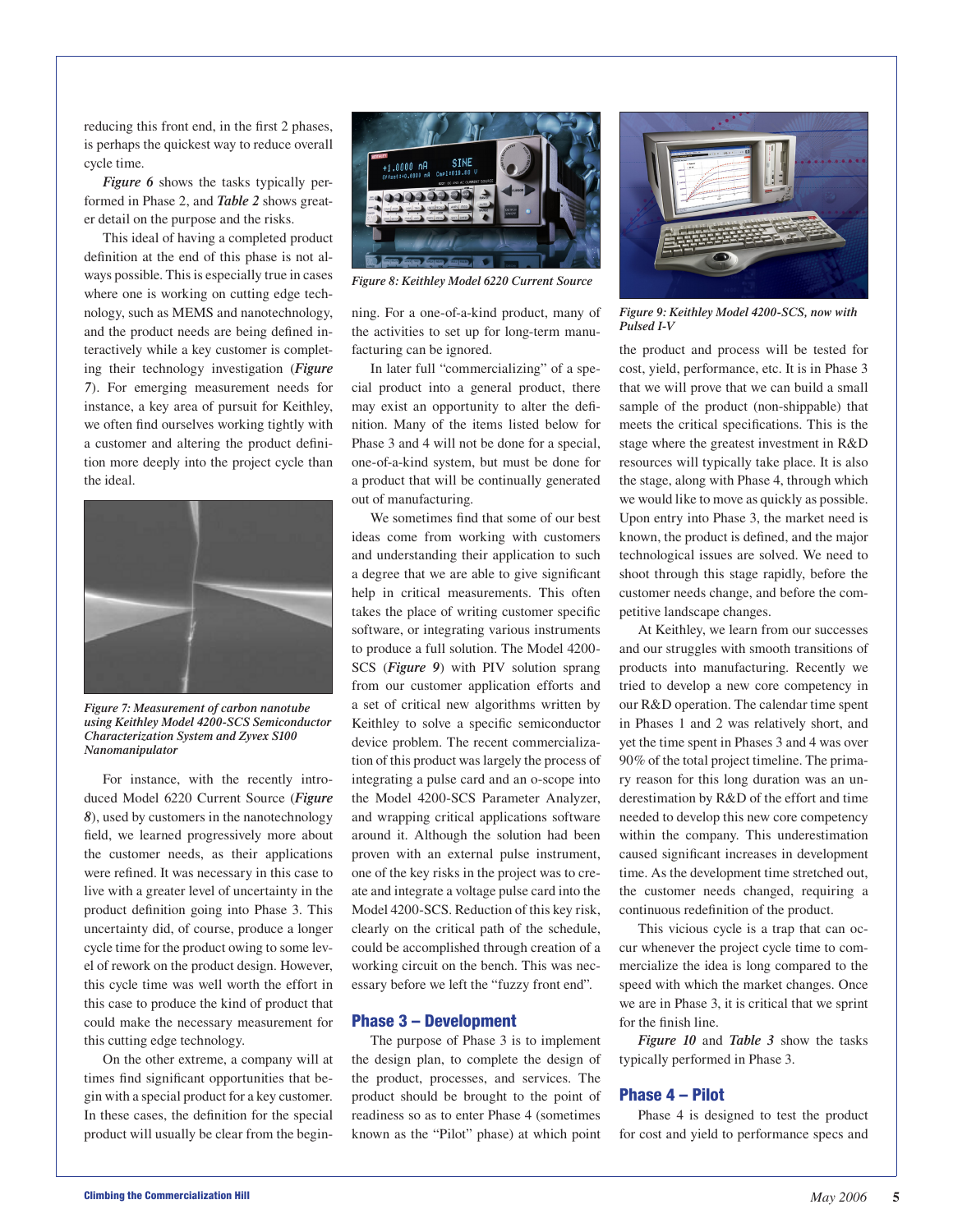reducing this front end, in the first 2 phases, is perhaps the quickest way to reduce overall cycle time.

***Figure 6*** shows the tasks typically performed in Phase 2, and ***Table 2*** shows greater detail on the purpose and the risks.

This ideal of having a completed product definition at the end of this phase is not always possible. This is especially true in cases where one is working on cutting edge technology, such as MEMS and nanotechnology, and the product needs are being defined interactively while a key customer is completing their technology investigation (***Figure 7***). For emerging measurement needs for instance, a key area of pursuit for Keithley, we often find ourselves working tightly with a customer and altering the product definition more deeply into the project cycle than the ideal.

*Figure 7: Measurement of carbon nanotube using Keithley Model 4200-SCS Semiconductor Characterization System and Zyvex S100 Nanomanipulator*

For instance, with the recently introduced Model 6220 Current Source (***Figure 8***), used by customers in the nanotechnology field, we learned progressively more about the customer needs, as their applications were refined. It was necessary in this case to live with a greater level of uncertainty in the product definition going into Phase 3. This uncertainty did, of course, produce a longer cycle time for the product owing to some level of rework on the product design. However, this cycle time was well worth the effort in this case to produce the kind of product that could make the necessary measurement for this cutting edge technology.

On the other extreme, a company will at times find significant opportunities that begin with a special product for a key customer. In these cases, the definition for the special product will usually be clear from the beginning. For a one-of-a-kind product, many of the activities to set up for long-term manufacturing can be ignored.

*Figure 8: Keithley Model 6220 Current Source*

In later full "commercializing" of a special product into a general product, there may exist an opportunity to alter the definition. Many of the items listed below for Phase 3 and 4 will not be done for a special, one-of-a-kind system, but must be done for a product that will be continually generated out of manufacturing.

We sometimes find that some of our best ideas come from working with customers and understanding their application to such a degree that we are able to give significant help in critical measurements. This often takes the place of writing customer specific software, or integrating various instruments to produce a full solution. The Model 4200-SCS (***Figure 9***) with PIV solution sprang from our customer application efforts and a set of critical new algorithms written by Keithley to solve a specific semiconductor device problem. The recent commercialization of this product was largely the process of integrating a pulse card and an o-scope into the Model 4200-SCS Parameter Analyzer, and wrapping critical applications software around it. Although the solution had been proven with an external pulse instrument, one of the key risks in the project was to create and integrate a voltage pulse card into the Model 4200-SCS. Reduction of this key risk, clearly on the critical path of the schedule, could be accomplished through creation of a working circuit on the bench. This was necessary before we left the "fuzzy front end".

## Phase 3 – Development

The purpose of Phase 3 is to implement the design plan, to complete the design of the product, processes, and services. The product should be brought to the point of readiness so as to enter Phase 4 (sometimes known as the "Pilot" phase) at which point the product and process will be tested for cost, yield, performance, etc. It is in Phase 3 that we will prove that we can build a small sample of the product (non-shippable) that meets the critical specifications. This is the stage where the greatest investment in R&D resources will typically take place. It is also the stage, along with Phase 4, through which we would like to move as quickly as possible. Upon entry into Phase 3, the market need is known, the product is defined, and the major technological issues are solved. We need to shoot through this stage rapidly, before the customer needs change, and before the competitive landscape changes.

*Figure 9: Keithley Model 4200-SCS, now with Pulsed I-V*

At Keithley, we learn from our successes and our struggles with smooth transitions of products into manufacturing. Recently we tried to develop a new core competency in our R&D operation. The calendar time spent in Phases 1 and 2 was relatively short, and yet the time spent in Phases 3 and 4 was over 90% of the total project timeline. The primary reason for this long duration was an underestimation by R&D of the effort and time needed to develop this new core competency within the company. This underestimation caused significant increases in development time. As the development time stretched out, the customer needs changed, requiring a continuous redefinition of the product.

This vicious cycle is a trap that can occur whenever the project cycle time to commercialize the idea is long compared to the speed with which the market changes. Once we are in Phase 3, it is critical that we sprint for the finish line.

***Figure 10*** and ***Table 3*** show the tasks typically performed in Phase 3.

## Phase 4 – Pilot

Phase 4 is designed to test the product for cost and yield to performance specs and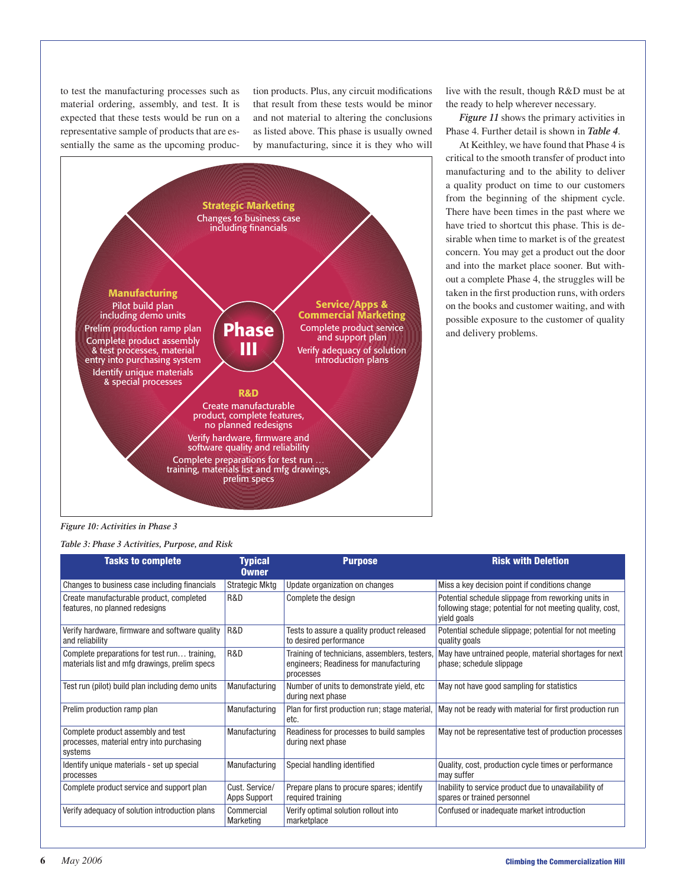to test the manufacturing processes such as material ordering, assembly, and test. It is expected that these tests would be run on a representative sample of products that are essentially the same as the upcoming production products. Plus, any circuit modifications that result from these tests would be minor and not material to altering the conclusions as listed above. This phase is usually owned by manufacturing, since it is they who will live with the result, though R&D must be at the ready to help wherever necessary.

***Figure 11*** shows the primary activities in Phase 4. Further detail is shown in ***Table 4***.

At Keithley, we have found that Phase 4 is critical to the smooth transfer of product into manufacturing and to the ability to deliver a quality product on time to our customers from the beginning of the shipment cycle. There have been times in the past where we have tried to shortcut this phase. This is desirable when time to market is of the greatest concern. You may get a product out the door and into the market place sooner. But without a complete Phase 4, the struggles will be taken in the first production runs, with orders on the books and customer waiting, and with possible exposure to the customer of quality and delivery problems.

**Phase III**

**Strategic Marketing**
Changes to business case including financials

**Service/Apps & Commercial Marketing**
Complete product service and support plan
Verify adequacy of solution introduction plans

**R&D**
Create manufacturable product, complete features, no planned redesigns
Verify hardware, firmware and software quality and reliability
Complete preparations for test run … training, materials list and mfg drawings, prelim specs

**Manufacturing**
Pilot build plan including demo units
Prelim production ramp plan
Complete product assembly & test processes, material entry into purchasing system
Identify unique materials & special processes

*Figure 10: Activities in Phase 3*

*Table 3: Phase 3 Activities, Purpose, and Risk*

| Tasks to complete | Typical Owner | Purpose | Risk with Deletion |
|---|---|---|---|
| Changes to business case including financials | Strategic Mktg | Update organization on changes | Miss a key decision point if conditions change |
| Create manufacturable product, completed features, no planned redesigns | R&D | Complete the design | Potential schedule slippage from reworking units in following stage; potential for not meeting quality, cost, yield goals |
| Verify hardware, firmware and software quality and reliability | R&D | Tests to assure a quality product released to desired performance | Potential schedule slippage; potential for not meeting quality goals |
| Complete preparations for test run… training, materials list and mfg drawings, prelim specs | R&D | Training of technicians, assemblers, testers, engineers; Readiness for manufacturing processes | May have untrained people, material shortages for next phase; schedule slippage |
| Test run (pilot) build plan including demo units | Manufacturing | Number of units to demonstrate yield, etc during next phase | May not have good sampling for statistics |
| Prelim production ramp plan | Manufacturing | Plan for first production run; stage material, etc. | May not be ready with material for first production run |
| Complete product assembly and test processes, material entry into purchasing systems | Manufacturing | Readiness for processes to build samples during next phase | May not be representative test of production processes |
| Identify unique materials - set up special processes | Manufacturing | Special handling identified | Quality, cost, production cycle times or performance may suffer |
| Complete product service and support plan | Cust. Service/ Apps Support | Prepare plans to procure spares; identify required training | Inability to service product due to unavailability of spares or trained personnel |
| Verify adequacy of solution introduction plans | Commercial Marketing | Verify optimal solution rollout into marketplace | Confused or inadequate market introduction |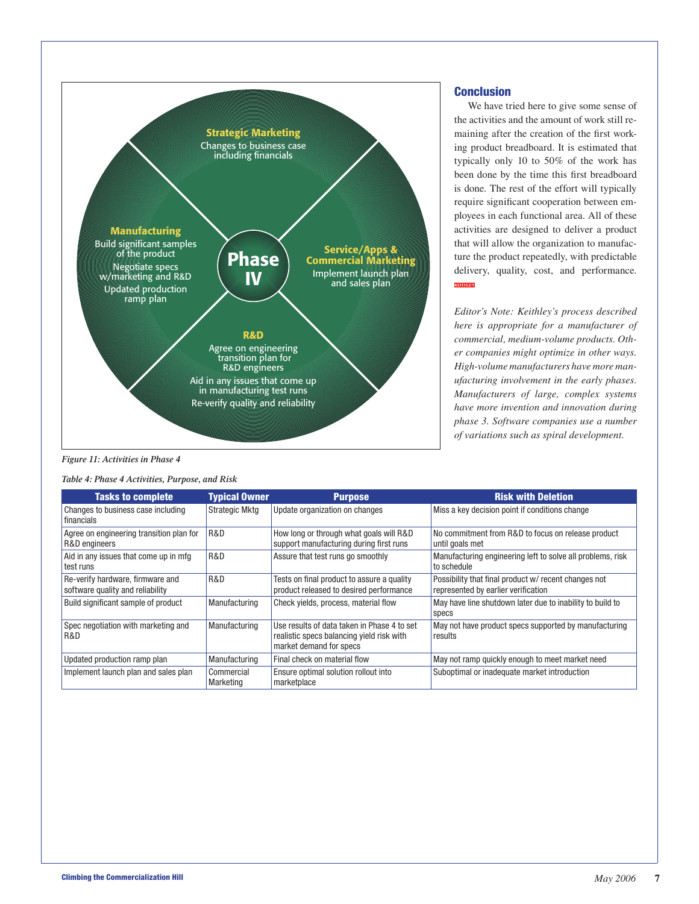**Strategic Marketing**
Changes to business case including financials

**Manufacturing**
Build significant samples of the product
Negotiate specs w/marketing and R&D
Updated production ramp plan

**Phase IV**

**Service/Apps & Commercial Marketing**
Implement launch plan and sales plan

**R&D**
Agree on engineering transition plan for R&D engineers
Aid in any issues that come up in manufacturing test runs
Re-verify quality and reliability

*Figure 11: Activities in Phase 4*

## Conclusion

We have tried here to give some sense of the activities and the amount of work still remaining after the creation of the first working product breadboard. It is estimated that typically only 10 to 50% of the work has been done by the time this first breadboard is done. The rest of the effort will typically require significant cooperation between employees in each functional area. All of these activities are designed to deliver a product that will allow the organization to manufacture the product repeatedly, with predictable delivery, quality, cost, and performance.

*Editor's Note: Keithley's process described here is appropriate for a manufacturer of commercial, medium-volume products. Other companies might optimize in other ways. High-volume manufacturers have more manufacturing involvement in the early phases. Manufacturers of large, complex systems have more invention and innovation during phase 3. Software companies use a number of variations such as spiral development.*

*Table 4: Phase 4 Activities, Purpose, and Risk*

| Tasks to complete | Typical Owner | Purpose | Risk with Deletion |
|---|---|---|---|
| Changes to business case including financials | Strategic Mktg | Update organization on changes | Miss a key decision point if conditions change |
| Agree on engineering transition plan for R&D engineers | R&D | How long or through what goals will R&D support manufacturing during first runs | No commitment from R&D to focus on release product until goals met |
| Aid in any issues that come up in mfg test runs | R&D | Assure that test runs go smoothly | Manufacturing engineering left to solve all problems, risk to schedule |
| Re-verify hardware, firmware and software quality and reliability | R&D | Tests on final product to assure a quality product released to desired performance | Possibility that final product w/ recent changes not represented by earlier verification |
| Build significant sample of product | Manufacturing | Check yields, process, material flow | May have line shutdown later due to inability to build to specs |
| Spec negotiation with marketing and R&D | Manufacturing | Use results of data taken in Phase 4 to set realistic specs balancing yield risk with market demand for specs | May not have product specs supported by manufacturing results |
| Updated production ramp plan | Manufacturing | Final check on material flow | May not ramp quickly enough to meet market need |
| Implement launch plan and sales plan | Commercial Marketing | Ensure optimal solution rollout into marketplace | Suboptimal or inadequate market introduction |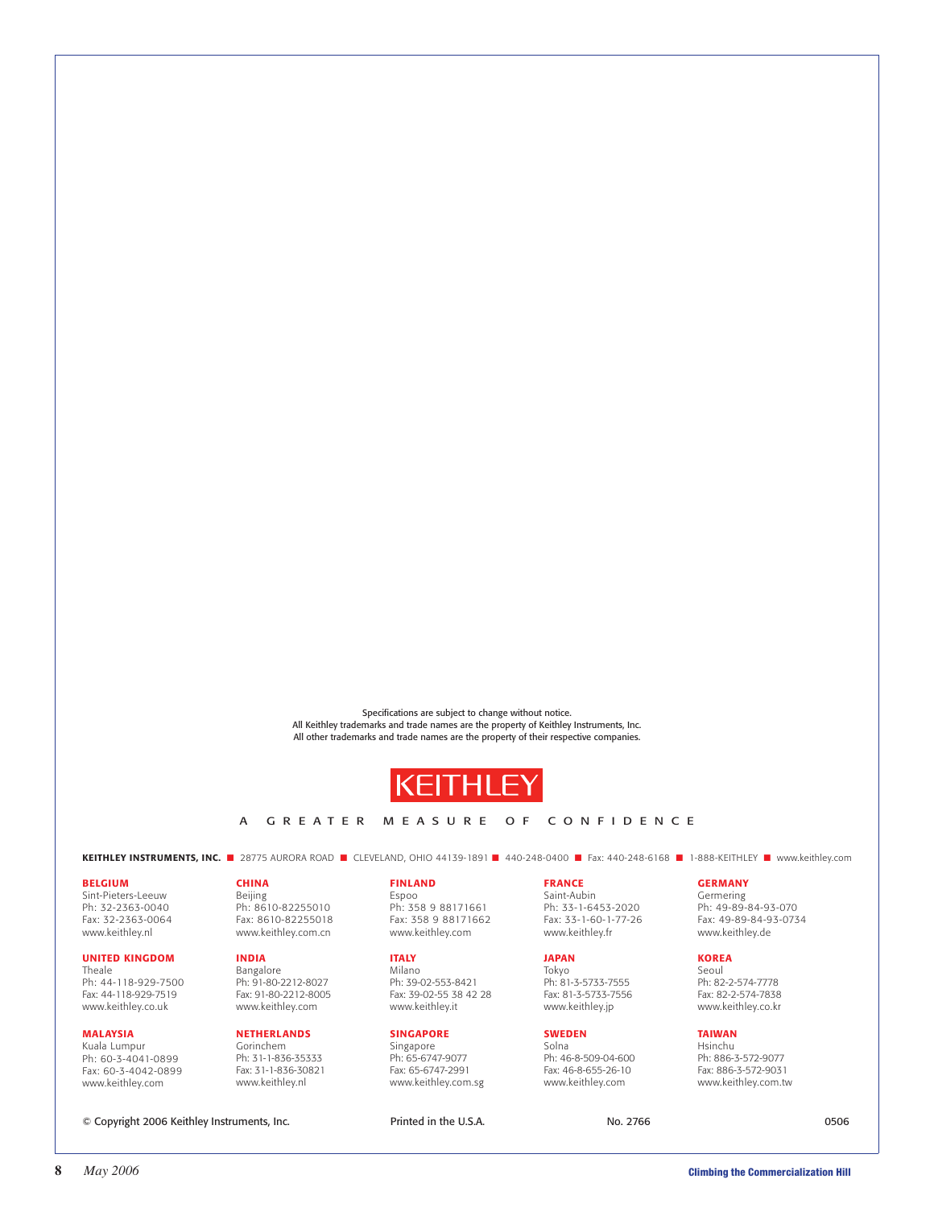Specifications are subject to change without notice.
All Keithley trademarks and trade names are the property of Keithley Instruments, Inc.
All other trademarks and trade names are the property of their respective companies.

KEITHLEY

A GREATER MEASURE OF CONFIDENCE

**KEITHLEY INSTRUMENTS, INC.** ■ 28775 AURORA ROAD ■ CLEVELAND, OHIO 44139-1891 ■ 440-248-0400 ■ Fax: 440-248-6168 ■ 1-888-KEITHLEY ■ www.keithley.com

**BELGIUM**
Sint-Pieters-Leeuw
Ph: 32-2363-0040
Fax: 32-2363-0064
www.keithley.nl

**CHINA**
Beijing
Ph: 8610-82255010
Fax: 8610-82255018
www.keithley.com.cn

**FINLAND**
Espoo
Ph: 358 9 88171661
Fax: 358 9 88171662
www.keithley.com

**FRANCE**
Saint-Aubin
Ph: 33-1-6453-2020
Fax: 33-1-60-1-77-26
www.keithley.fr

**GERMANY**
Germering
Ph: 49-89-84-93-070
Fax: 49-89-84-93-0734
www.keithley.de

**UNITED KINGDOM**
Theale
Ph: 44-118-929-7500
Fax: 44-118-929-7519
www.keithley.co.uk

**INDIA**
Bangalore
Ph: 91-80-2212-8027
Fax: 91-80-2212-8005
www.keithley.com

**ITALY**
Milano
Ph: 39-02-553-8421
Fax: 39-02-55 38 42 28
www.keithley.it

**JAPAN**
Tokyo
Ph: 81-3-5733-7555
Fax: 81-3-5733-7556
www.keithley.jp

**KOREA**
Seoul
Ph: 82-2-574-7778
Fax: 82-2-574-7838
www.keithley.co.kr

**MALAYSIA**
Kuala Lumpur
Ph: 60-3-4041-0899
Fax: 60-3-4042-0899
www.keithley.com

**NETHERLANDS**
Gorinchem
Ph: 31-1-836-35333
Fax: 31-1-836-30821
www.keithley.nl

**SINGAPORE**
Singapore
Ph: 65-6747-9077
Fax: 65-6747-2991
www.keithley.com.sg

**SWEDEN**
Solna
Ph: 46-8-509-04-600
Fax: 46-8-655-26-10
www.keithley.com

**TAIWAN**
Hsinchu
Ph: 886-3-572-9077
Fax: 886-3-572-9031
www.keithley.com.tw

© Copyright 2006 Keithley Instruments, Inc. Printed in the U.S.A. No. 2766 0506